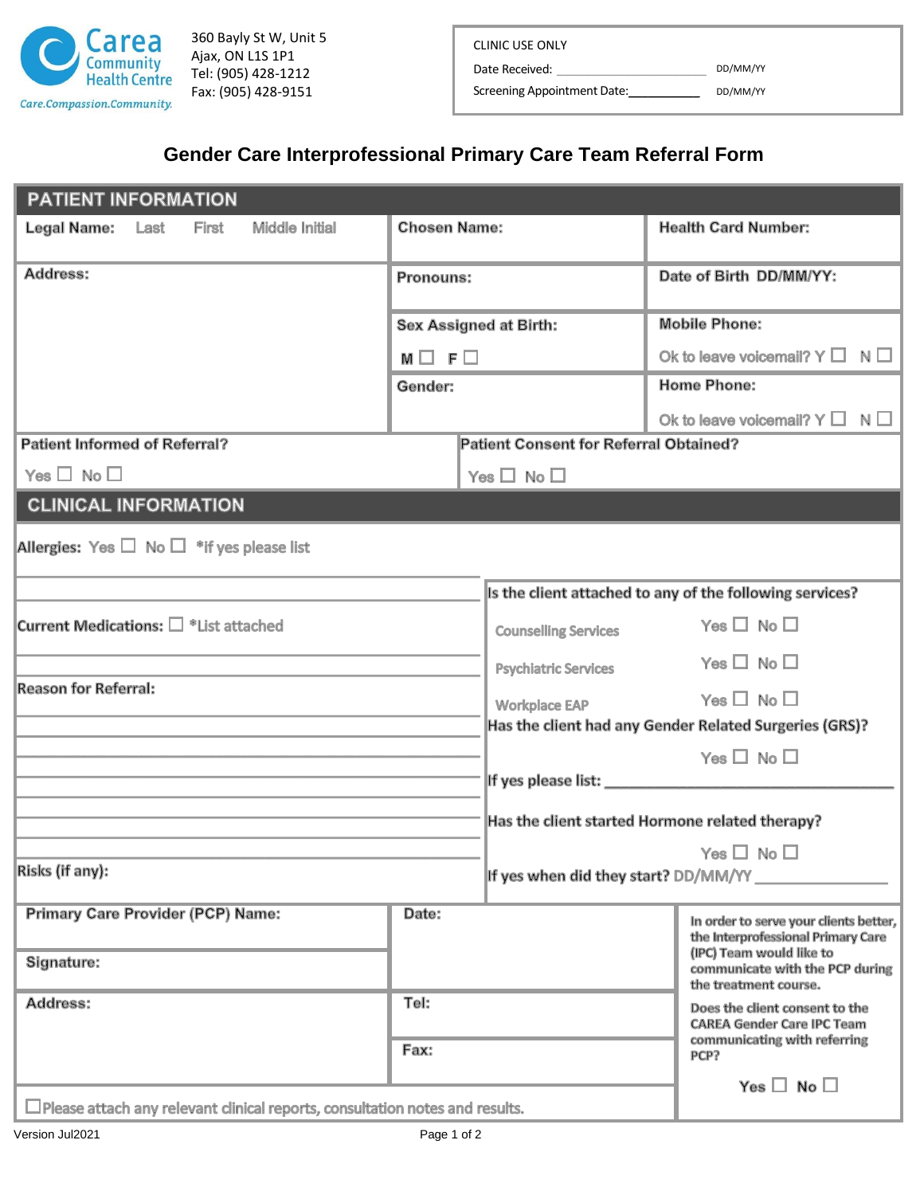Carea Community Health Centre
Care.Compassion.Community.

360 Bayly St W, Unit 5
Ajax, ON L1S 1P1
Tel: (905) 428-1212
Fax: (905) 428-9151

| CLINIC USE ONLY | |
|---|---|
| Date Received: ______________________ | DD/MM/YY |
| Screening Appointment Date: __________ | DD/MM/YY |

# Gender Care Interprofessional Primary Care Team Referral Form

## PATIENT INFORMATION

| Legal Name: Last First Middle Initial | Chosen Name: | Health Card Number: |
|---|---|---|
| Address: | Pronouns: | Date of Birth DD/MM/YY: |
| | Sex Assigned at Birth: M ☐ F ☐ | Mobile Phone: Ok to leave voicemail? Y ☐ N ☐ |
| | Gender: | Home Phone: Ok to leave voicemail? Y ☐ N ☐ |

| Patient Informed of Referral? Yes ☐ No ☐ | Patient Consent for Referral Obtained? Yes ☐ No ☐ |
|---|---|

## CLINICAL INFORMATION

Allergies: Yes ☐ No ☐ *if yes please list

______________________________________________

Current Medications: ☐ *List attached

______________________________________________

Reason for Referral:

______________________________________________
______________________________________________
______________________________________________
______________________________________________
______________________________________________
______________________________________________

Risks (if any):

Is the client attached to any of the following services?

| Service | |
|---|---|
| Counselling Services | Yes ☐ No ☐ |
| Psychiatric Services | Yes ☐ No ☐ |
| Workplace EAP | Yes ☐ No ☐ |

Has the client had any Gender Related Surgeries (GRS)?

Yes ☐ No ☐

If yes please list: ______________________________

Has the client started Hormone related therapy?

Yes ☐ No ☐

If yes when did they start? DD/MM/YY ______________

| Primary Care Provider (PCP) Name: | Date: |
|---|---|
| Signature: | |
| Address: | Tel: |
| | Fax: |

In order to serve your clients better, the Interprofessional Primary Care (IPC) Team would like to communicate with the PCP during the treatment course.

Does the client consent to the CAREA Gender Care IPC Team communicating with referring PCP?

Yes ☐ No ☐

☐ Please attach any relevant clinical reports, consultation notes and results.

Version Jul2021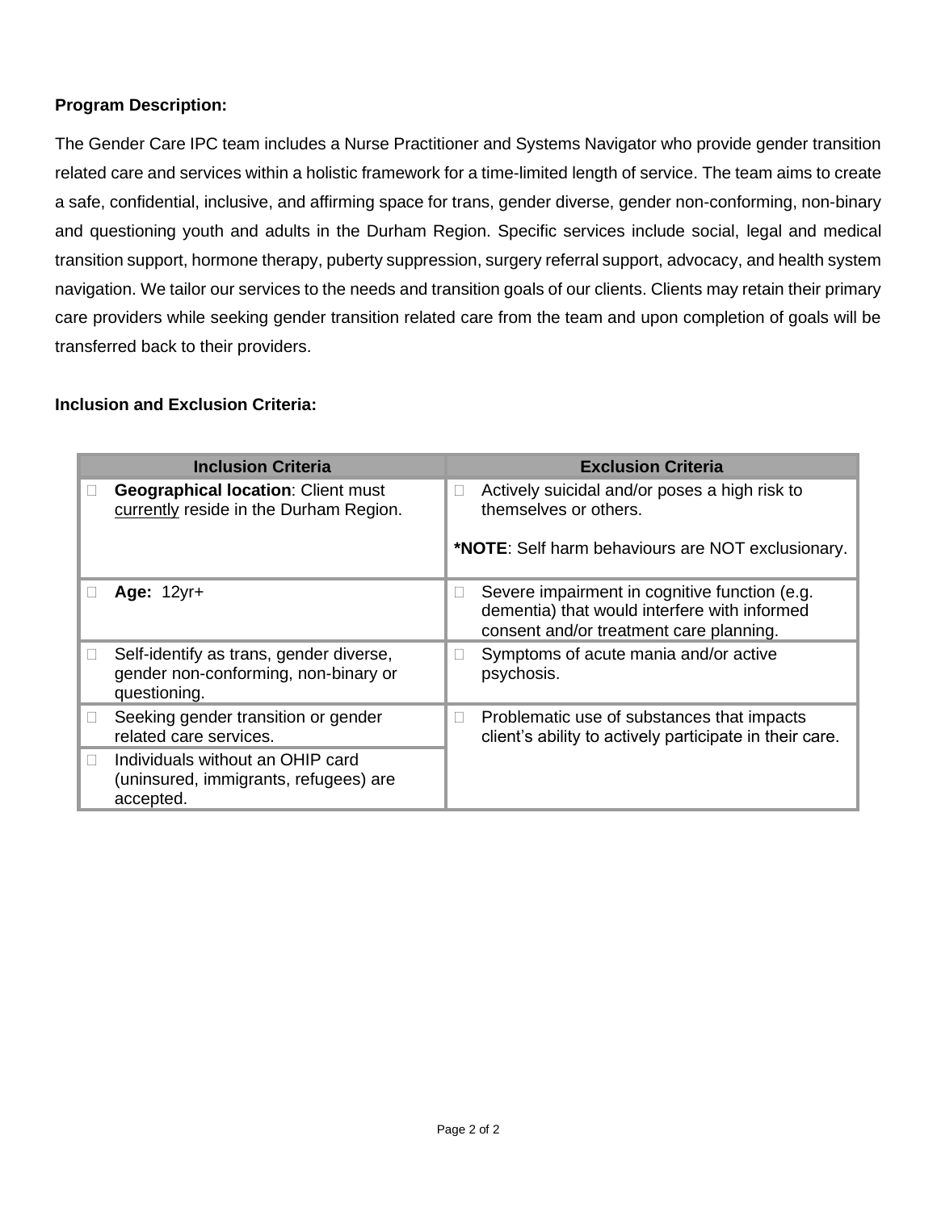**Program Description:**

The Gender Care IPC team includes a Nurse Practitioner and Systems Navigator who provide gender transition related care and services within a holistic framework for a time-limited length of service. The team aims to create a safe, confidential, inclusive, and affirming space for trans, gender diverse, gender non-conforming, non-binary and questioning youth and adults in the Durham Region. Specific services include social, legal and medical transition support, hormone therapy, puberty suppression, surgery referral support, advocacy, and health system navigation. We tailor our services to the needs and transition goals of our clients. Clients may retain their primary care providers while seeking gender transition related care from the team and upon completion of goals will be transferred back to their providers.

**Inclusion and Exclusion Criteria:**

| Inclusion Criteria | Exclusion Criteria |
|---|---|
| ☐ **Geographical location**: Client must <u>currently</u> reside in the Durham Region. | ☐ Actively suicidal and/or poses a high risk to themselves or others.<br><br>***NOTE**: Self harm behaviours are NOT exclusionary. |
| ☐ **Age:** 12yr+ | ☐ Severe impairment in cognitive function (e.g. dementia) that would interfere with informed consent and/or treatment care planning. |
| ☐ Self-identify as trans, gender diverse, gender non-conforming, non-binary or questioning. | ☐ Symptoms of acute mania and/or active psychosis. |
| ☐ Seeking gender transition or gender related care services. | ☐ Problematic use of substances that impacts client's ability to actively participate in their care. |
| ☐ Individuals without an OHIP card (uninsured, immigrants, refugees) are accepted. | |